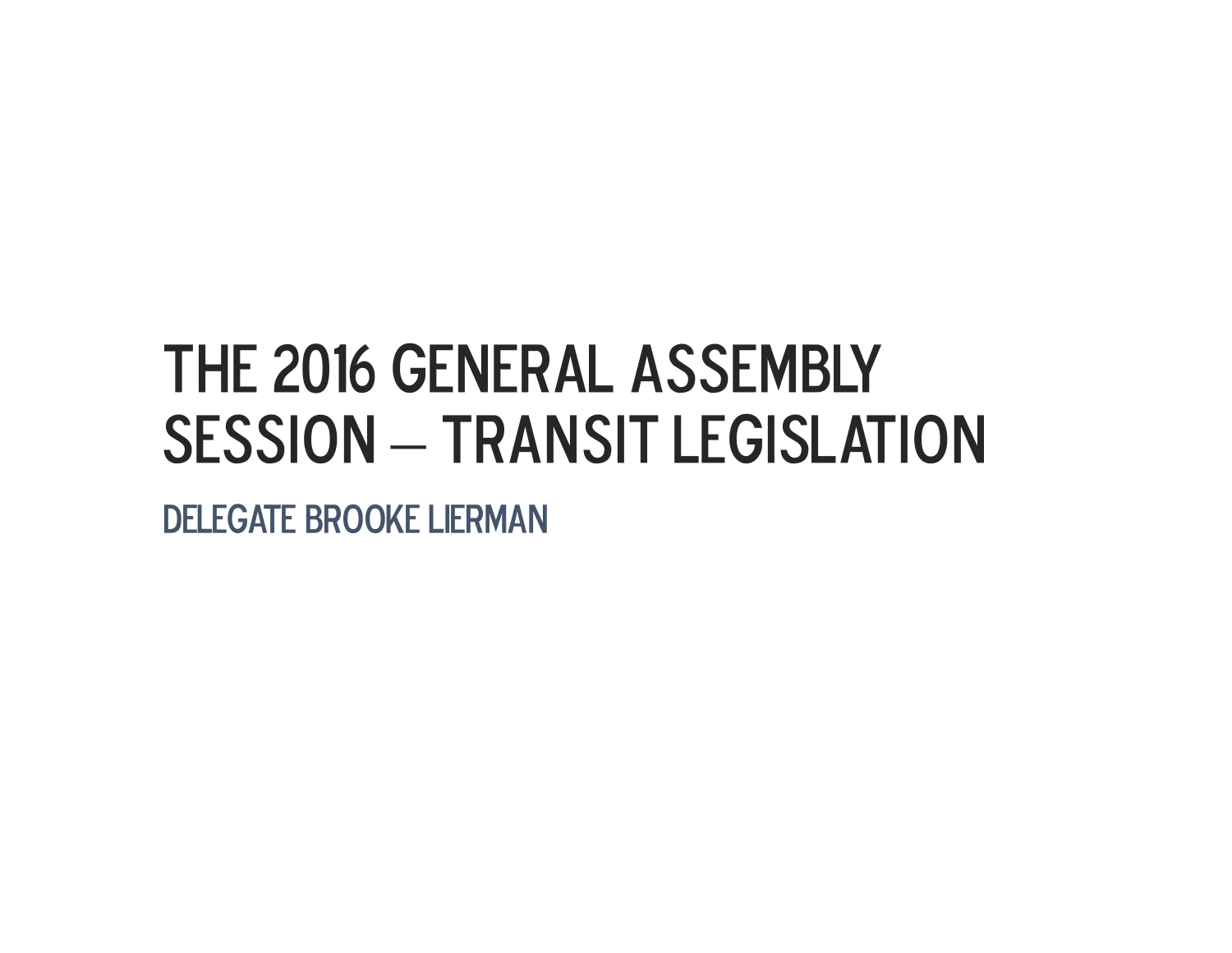# THE 2016 GENERAL ASSEMBLY SESSION – TRANSIT LEGISLATION

## DELEGATE BROOKE LIERMAN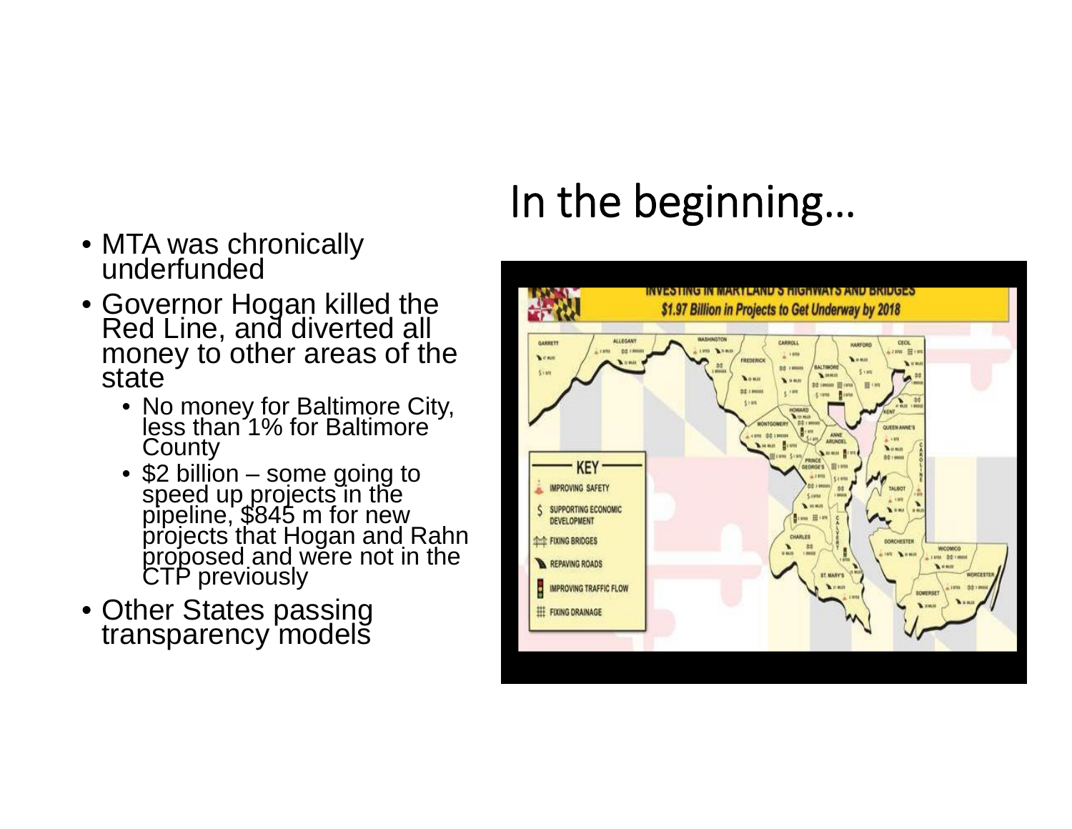# In the beginning…

- MTA was chronically underfunded
- Governor Hogan killed the Red Line, and diverted all money to other areas of the state
  - No money for Baltimore City, less than 1% for Baltimore County
  - $2 billion – some going to speed up projects in the pipeline, $845 m for new projects that Hogan and Rahn proposed and were not in the CTP previously
- Other States passing transparency models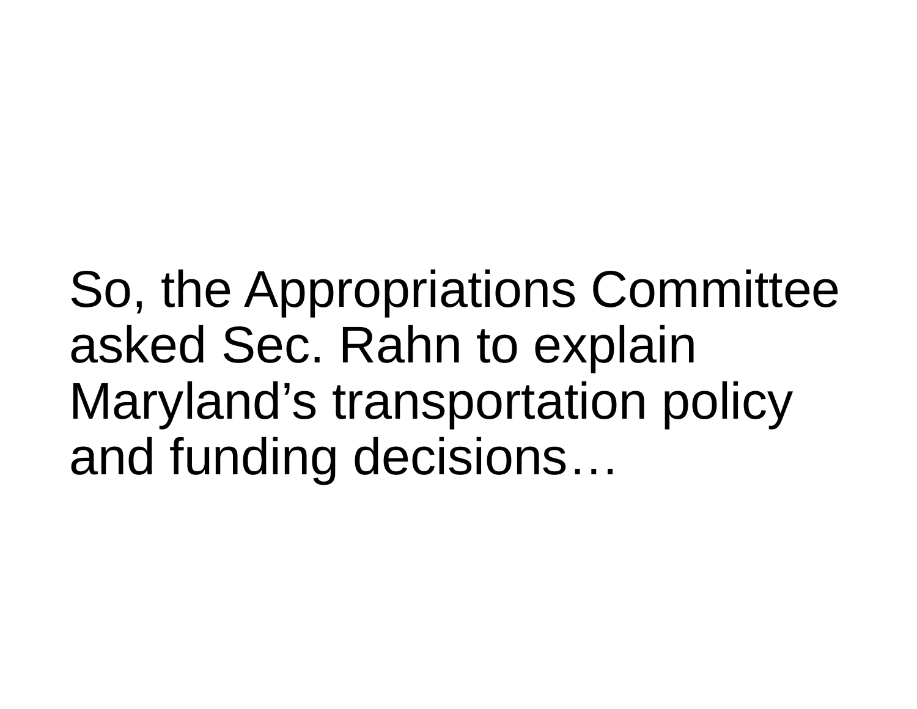So, the Appropriations Committee asked Sec. Rahn to explain Maryland’s transportation policy and funding decisions…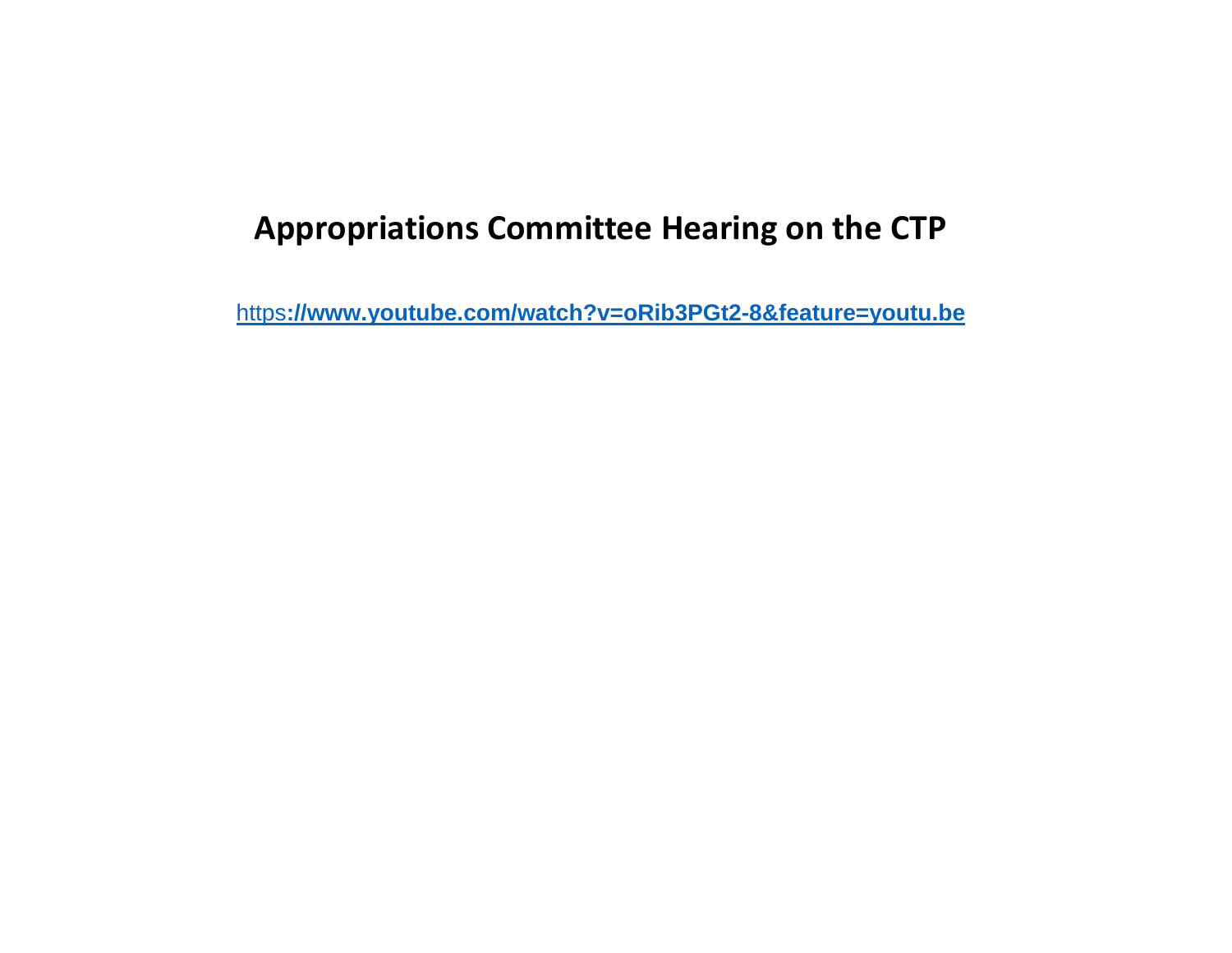# Appropriations Committee Hearing on the CTP

https://www.youtube.com/watch?v=oRib3PGt2-8&feature=youtu.be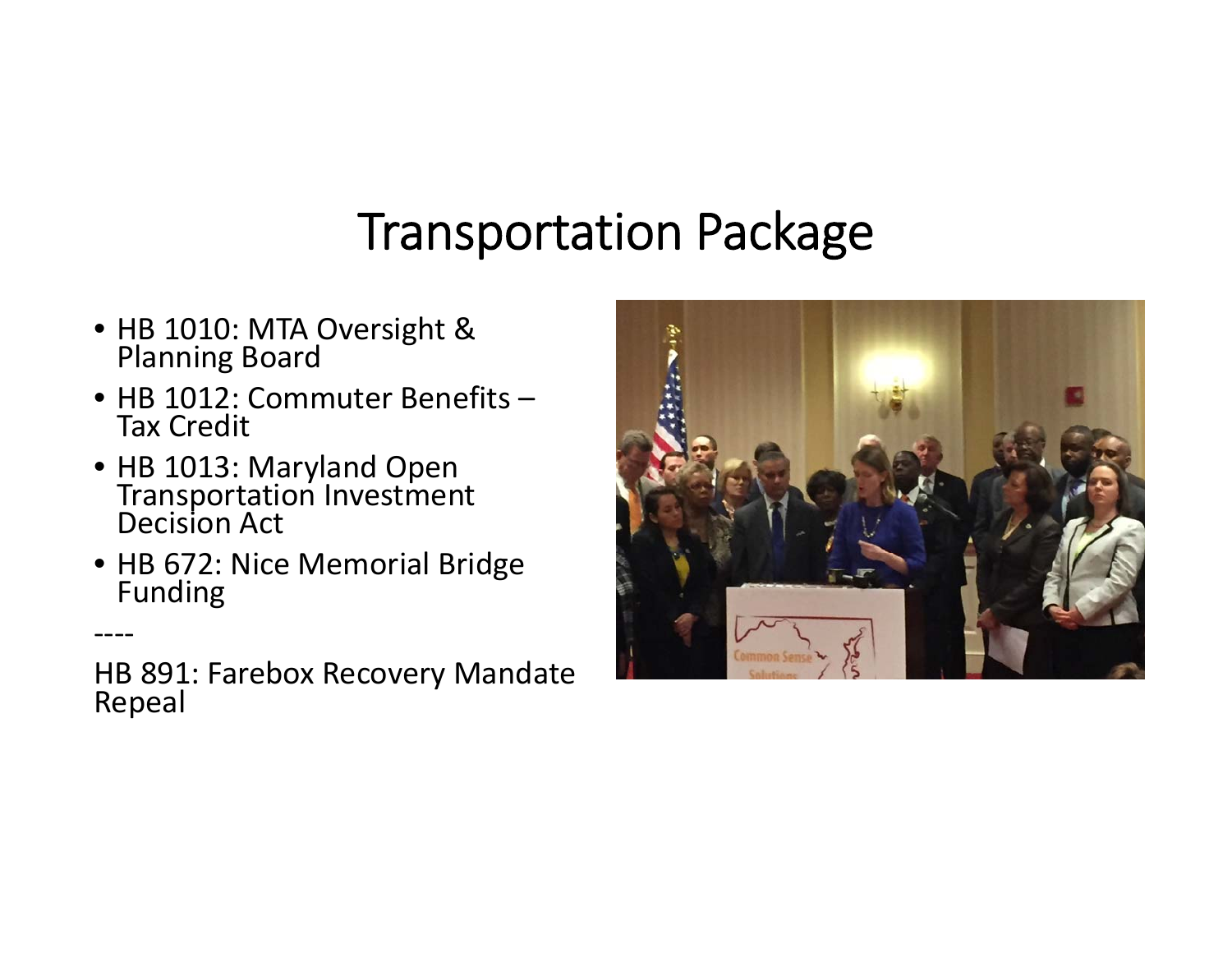# Transportation Package

- HB 1010: MTA Oversight & Planning Board
- HB 1012: Commuter Benefits – Tax Credit
- HB 1013: Maryland Open Transportation Investment Decision Act
- HB 672: Nice Memorial Bridge Funding

----

HB 891: Farebox Recovery Mandate Repeal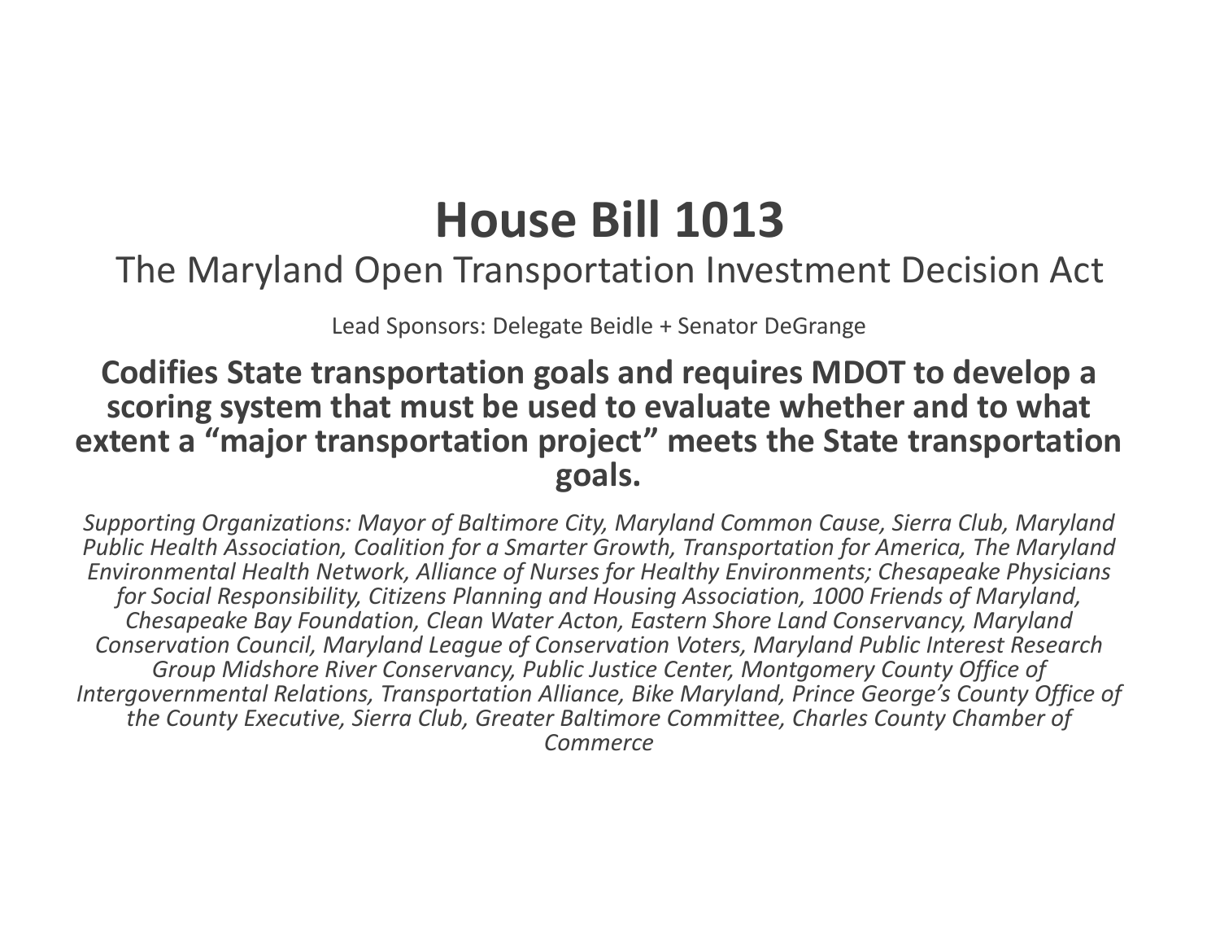# House Bill 1013

## The Maryland Open Transportation Investment Decision Act

Lead Sponsors: Delegate Beidle + Senator DeGrange

**Codifies State transportation goals and requires MDOT to develop a scoring system that must be used to evaluate whether and to what extent a “major transportation project” meets the State transportation goals.**

*Supporting Organizations: Mayor of Baltimore City, Maryland Common Cause, Sierra Club, Maryland Public Health Association, Coalition for a Smarter Growth, Transportation for America, The Maryland Environmental Health Network, Alliance of Nurses for Healthy Environments; Chesapeake Physicians for Social Responsibility, Citizens Planning and Housing Association, 1000 Friends of Maryland, Chesapeake Bay Foundation, Clean Water Acton, Eastern Shore Land Conservancy, Maryland Conservation Council, Maryland League of Conservation Voters, Maryland Public Interest Research Group Midshore River Conservancy, Public Justice Center, Montgomery County Office of Intergovernmental Relations, Transportation Alliance, Bike Maryland, Prince George’s County Office of the County Executive, Sierra Club, Greater Baltimore Committee, Charles County Chamber of Commerce*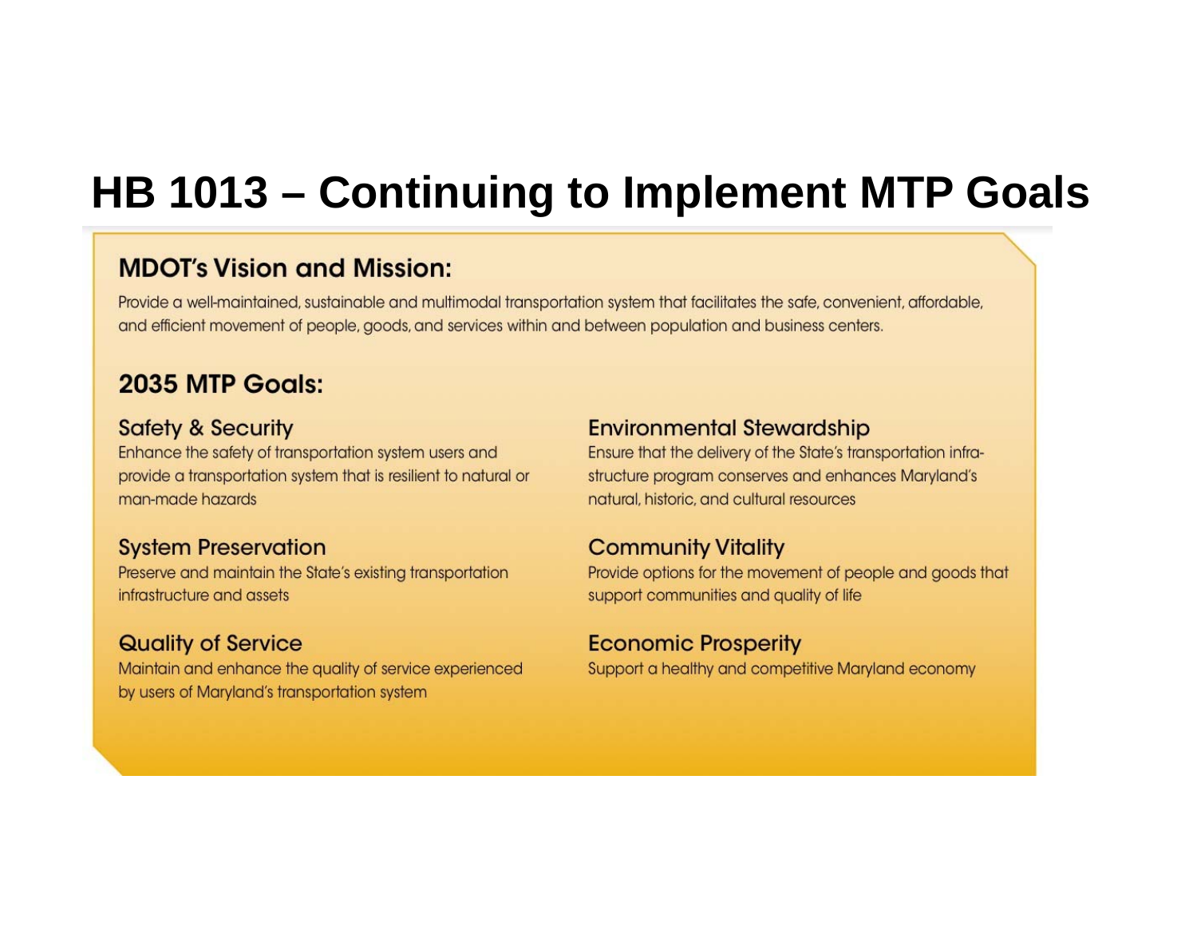# HB 1013 – Continuing to Implement MTP Goals

## MDOT's Vision and Mission:

Provide a well-maintained, sustainable and multimodal transportation system that facilitates the safe, convenient, affordable, and efficient movement of people, goods, and services within and between population and business centers.

## 2035 MTP Goals:

### Safety & Security

Enhance the safety of transportation system users and provide a transportation system that is resilient to natural or man-made hazards

### System Preservation

Preserve and maintain the State's existing transportation infrastructure and assets

### Quality of Service

Maintain and enhance the quality of service experienced by users of Maryland's transportation system

### Environmental Stewardship

Ensure that the delivery of the State's transportation infrastructure program conserves and enhances Maryland's natural, historic, and cultural resources

### Community Vitality

Provide options for the movement of people and goods that support communities and quality of life

### Economic Prosperity

Support a healthy and competitive Maryland economy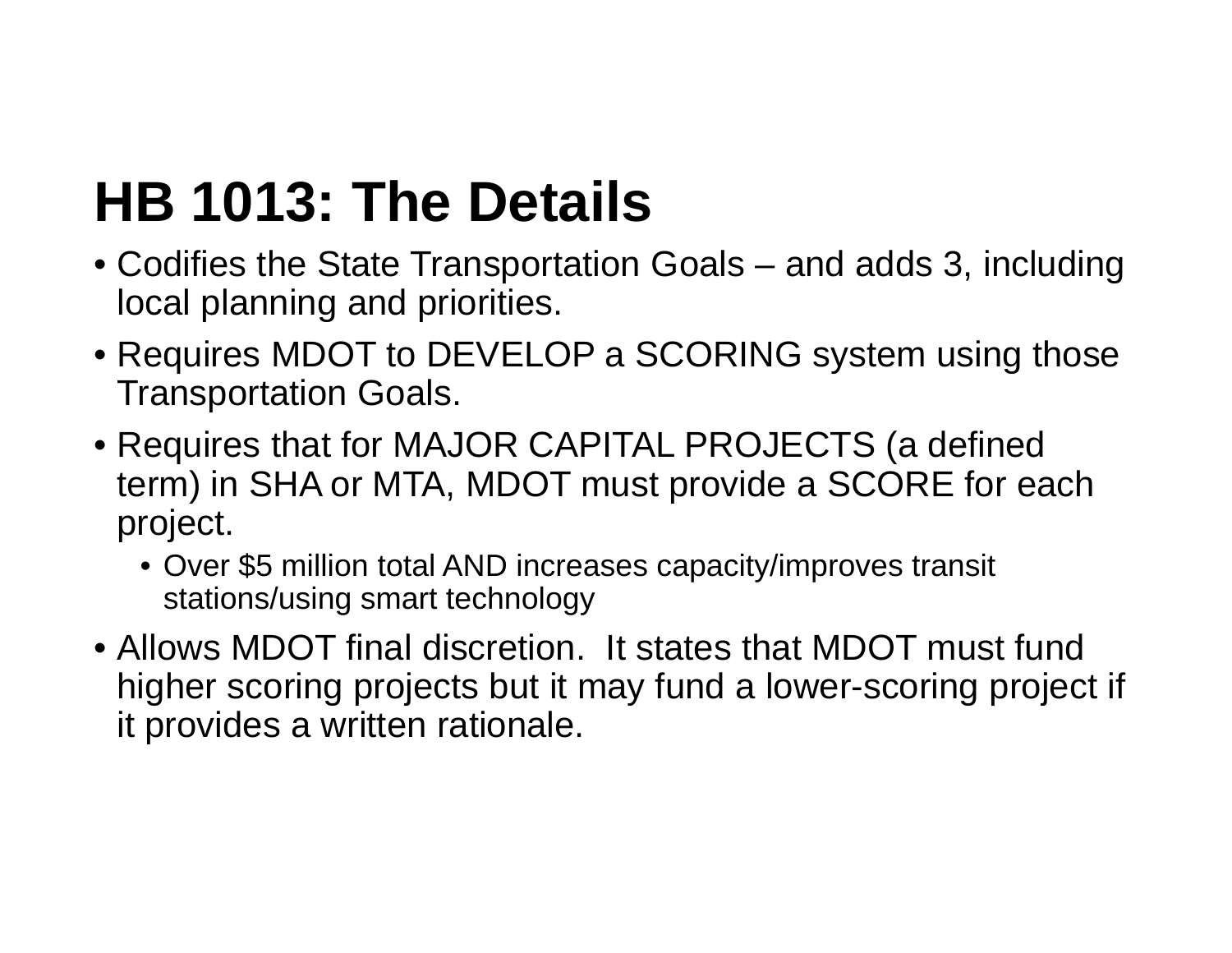# HB 1013: The Details

- Codifies the State Transportation Goals – and adds 3, including local planning and priorities.
- Requires MDOT to DEVELOP a SCORING system using those Transportation Goals.
- Requires that for MAJOR CAPITAL PROJECTS (a defined term) in SHA or MTA, MDOT must provide a SCORE for each project.
  - Over $5 million total AND increases capacity/improves transit stations/using smart technology
- Allows MDOT final discretion. It states that MDOT must fund higher scoring projects but it may fund a lower-scoring project if it provides a written rationale.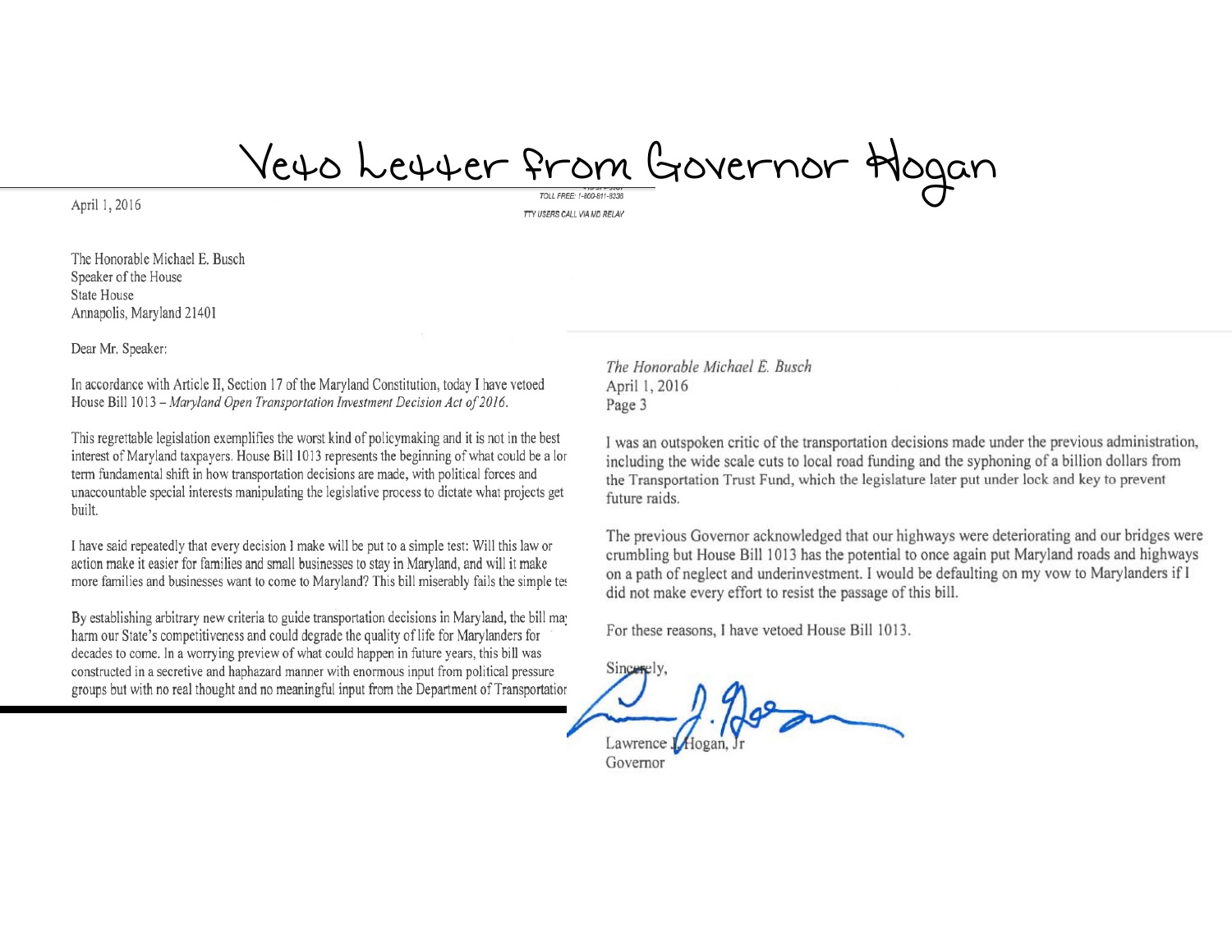# Veto Letter from Governor Hogan

April 1, 2016

TOLL FREE: 1-800-811-8336

TTY USERS CALL VIA MD RELAY

The Honorable Michael E. Busch
Speaker of the House
State House
Annapolis, Maryland 21401

Dear Mr. Speaker:

In accordance with Article II, Section 17 of the Maryland Constitution, today I have vetoed House Bill 1013 – *Maryland Open Transportation Investment Decision Act of 2016*.

This regrettable legislation exemplifies the worst kind of policymaking and it is not in the best interest of Maryland taxpayers. House Bill 1013 represents the beginning of what could be a lor term fundamental shift in how transportation decisions are made, with political forces and unaccountable special interests manipulating the legislative process to dictate what projects get built.

I have said repeatedly that every decision I make will be put to a simple test: Will this law or action make it easier for families and small businesses to stay in Maryland, and will it make more families and businesses want to come to Maryland? This bill miserably fails the simple tes

By establishing arbitrary new criteria to guide transportation decisions in Maryland, the bill may harm our State's competitiveness and could degrade the quality of life for Marylanders for decades to come. In a worrying preview of what could happen in future years, this bill was constructed in a secretive and haphazard manner with enormous input from political pressure groups but with no real thought and no meaningful input from the Department of Transportation

*The Honorable Michael E. Busch*
April 1, 2016
Page 3

I was an outspoken critic of the transportation decisions made under the previous administration, including the wide scale cuts to local road funding and the syphoning of a billion dollars from the Transportation Trust Fund, which the legislature later put under lock and key to prevent future raids.

The previous Governor acknowledged that our highways were deteriorating and our bridges were crumbling but House Bill 1013 has the potential to once again put Maryland roads and highways on a path of neglect and underinvestment. I would be defaulting on my vow to Marylanders if I did not make every effort to resist the passage of this bill.

For these reasons, I have vetoed House Bill 1013.

Sincerely,

Lawrence J. Hogan, Jr
Governor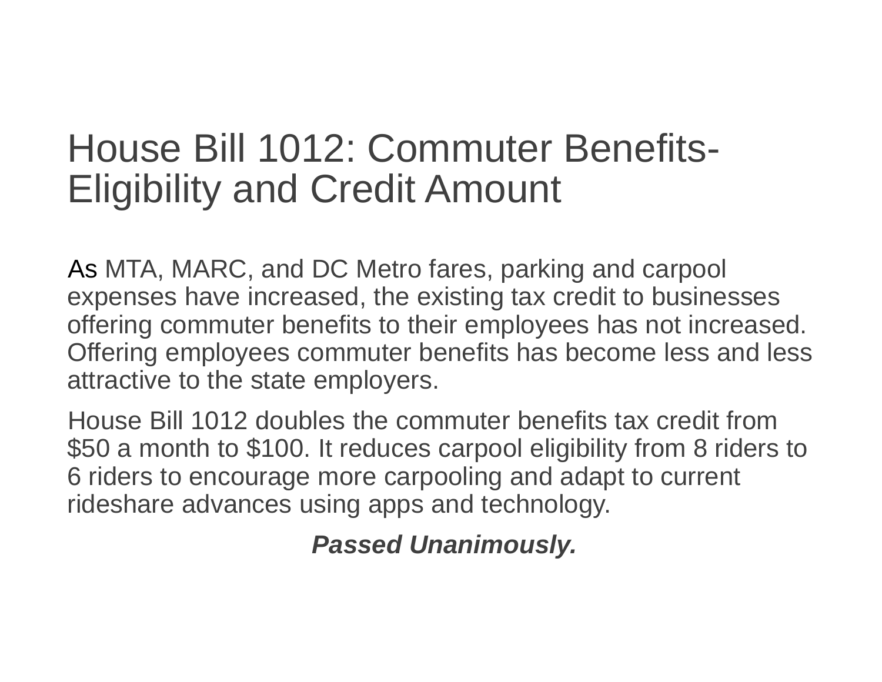# House Bill 1012: Commuter Benefits- Eligibility and Credit Amount

As MTA, MARC, and DC Metro fares, parking and carpool expenses have increased, the existing tax credit to businesses offering commuter benefits to their employees has not increased. Offering employees commuter benefits has become less and less attractive to the state employers.

House Bill 1012 doubles the commuter benefits tax credit from $50 a month to $100. It reduces carpool eligibility from 8 riders to 6 riders to encourage more carpooling and adapt to current rideshare advances using apps and technology.

***Passed Unanimously.***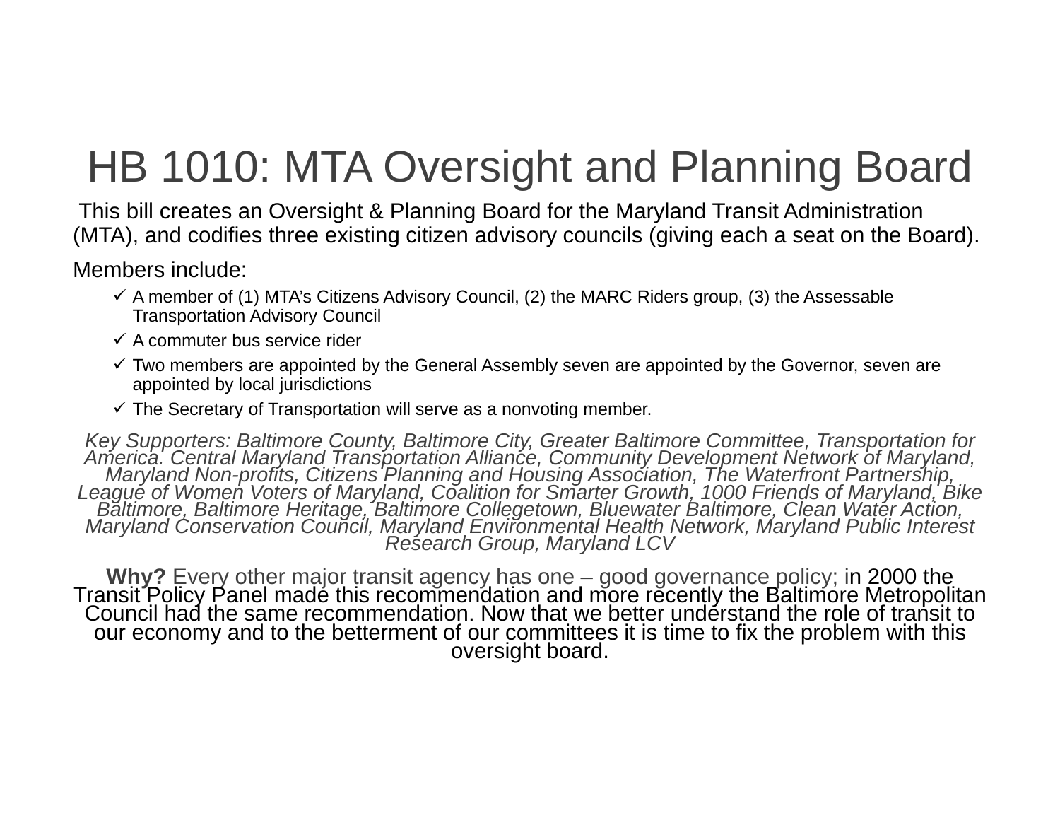# HB 1010: MTA Oversight and Planning Board

This bill creates an Oversight & Planning Board for the Maryland Transit Administration (MTA), and codifies three existing citizen advisory councils (giving each a seat on the Board).

Members include:

- ✓ A member of (1) MTA's Citizens Advisory Council, (2) the MARC Riders group, (3) the Assessable Transportation Advisory Council
- ✓ A commuter bus service rider
- ✓ Two members are appointed by the General Assembly seven are appointed by the Governor, seven are appointed by local jurisdictions
- ✓ The Secretary of Transportation will serve as a nonvoting member.

*Key Supporters: Baltimore County, Baltimore City, Greater Baltimore Committee, Transportation for America. Central Maryland Transportation Alliance, Community Development Network of Maryland, Maryland Non-profits, Citizens Planning and Housing Association, The Waterfront Partnership, League of Women Voters of Maryland, Coalition for Smarter Growth, 1000 Friends of Maryland, Bike Baltimore, Baltimore Heritage, Baltimore Collegetown, Bluewater Baltimore, Clean Water Action, Maryland Conservation Council, Maryland Environmental Health Network, Maryland Public Interest Research Group, Maryland LCV*

**Why?** Every other major transit agency has one – good governance policy; in 2000 the Transit Policy Panel made this recommendation and more recently the Baltimore Metropolitan Council had the same recommendation. Now that we better understand the role of transit to our economy and to the betterment of our committees it is time to fix the problem with this oversight board.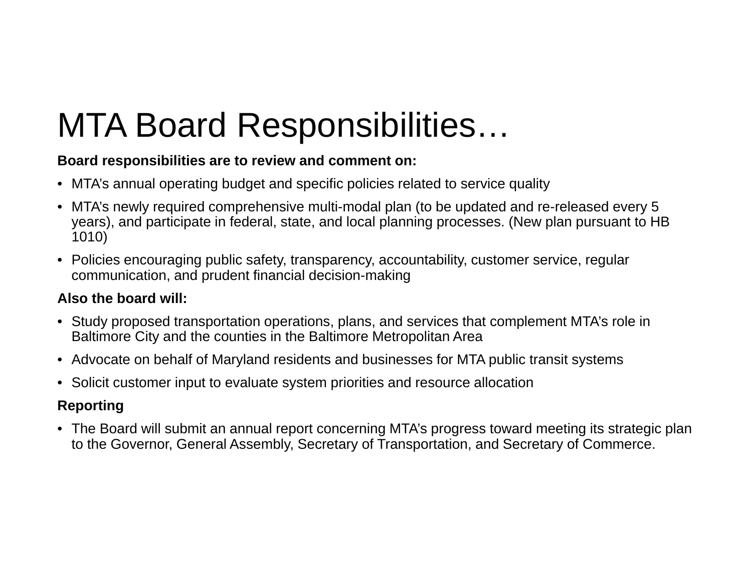# MTA Board Responsibilities…

**Board responsibilities are to review and comment on:**

- MTA’s annual operating budget and specific policies related to service quality
- MTA’s newly required comprehensive multi-modal plan (to be updated and re-released every 5 years), and participate in federal, state, and local planning processes. (New plan pursuant to HB 1010)
- Policies encouraging public safety, transparency, accountability, customer service, regular communication, and prudent financial decision-making

**Also the board will:**

- Study proposed transportation operations, plans, and services that complement MTA’s role in Baltimore City and the counties in the Baltimore Metropolitan Area
- Advocate on behalf of Maryland residents and businesses for MTA public transit systems
- Solicit customer input to evaluate system priorities and resource allocation

**Reporting**

- The Board will submit an annual report concerning MTA’s progress toward meeting its strategic plan to the Governor, General Assembly, Secretary of Transportation, and Secretary of Commerce.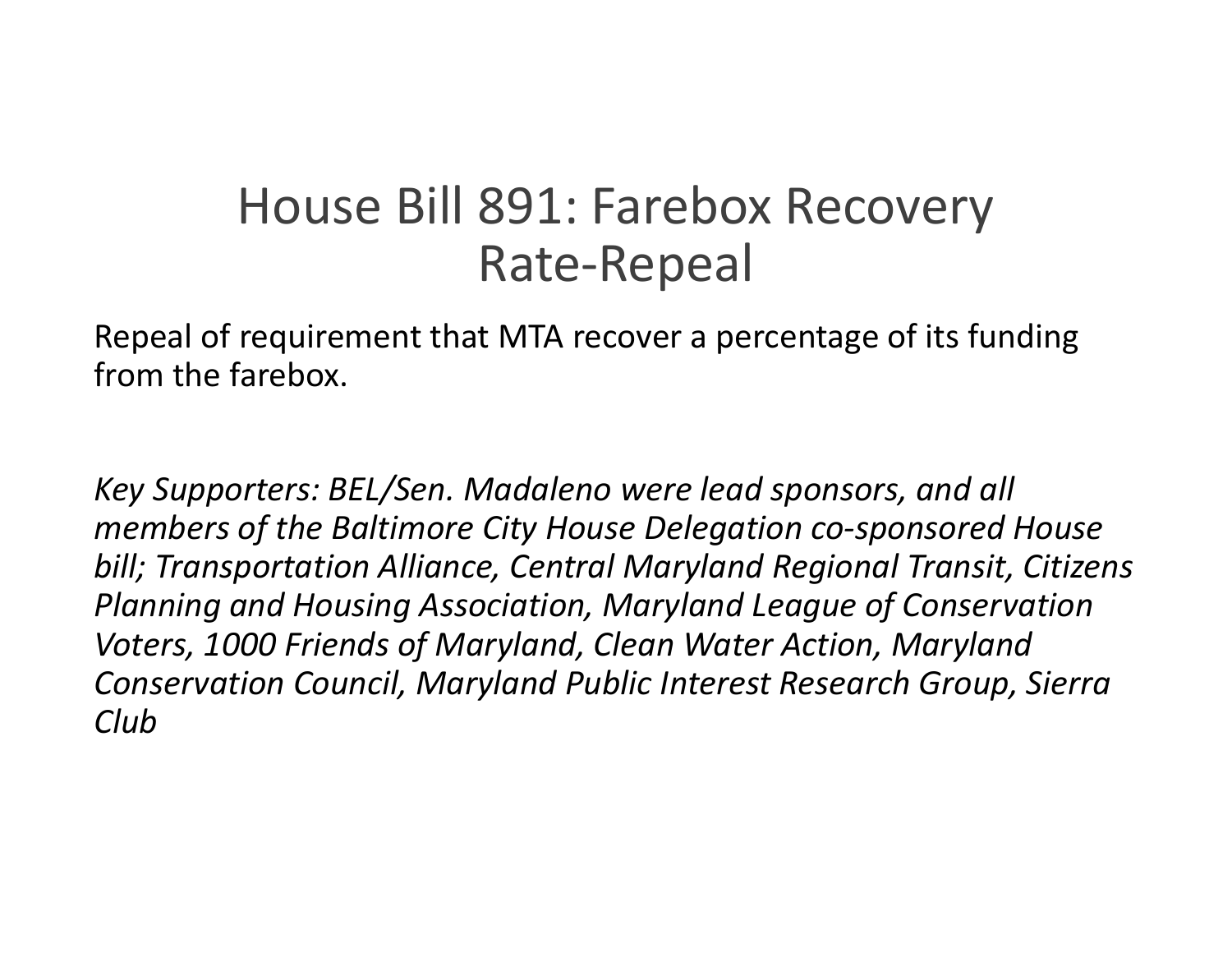# House Bill 891: Farebox Recovery Rate-Repeal

Repeal of requirement that MTA recover a percentage of its funding from the farebox.

*Key Supporters: BEL/Sen. Madaleno were lead sponsors, and all members of the Baltimore City House Delegation co-sponsored House bill; Transportation Alliance, Central Maryland Regional Transit, Citizens Planning and Housing Association, Maryland League of Conservation Voters, 1000 Friends of Maryland, Clean Water Action, Maryland Conservation Council, Maryland Public Interest Research Group, Sierra Club*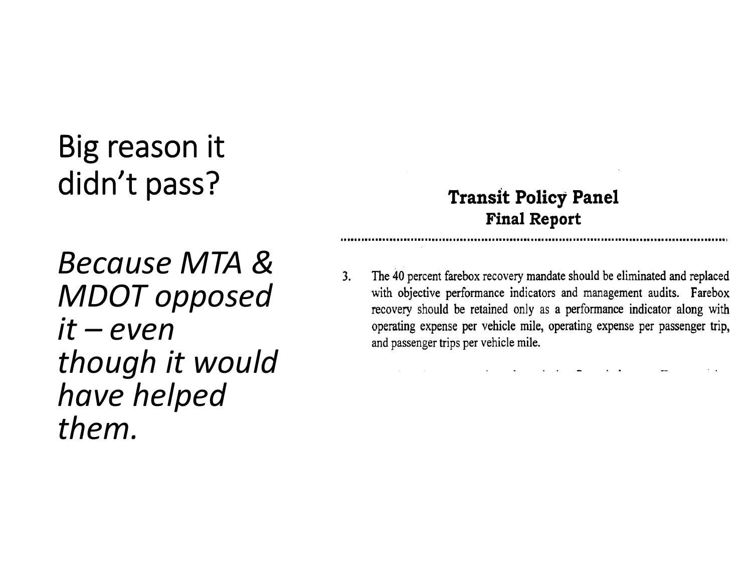# Big reason it didn't pass?

*Because MTA & MDOT opposed it – even though it would have helped them.*

**Transit Policy Panel**
**Final Report**

3. The 40 percent farebox recovery mandate should be eliminated and replaced with objective performance indicators and management audits. Farebox recovery should be retained only as a performance indicator along with operating expense per vehicle mile, operating expense per passenger trip, and passenger trips per vehicle mile.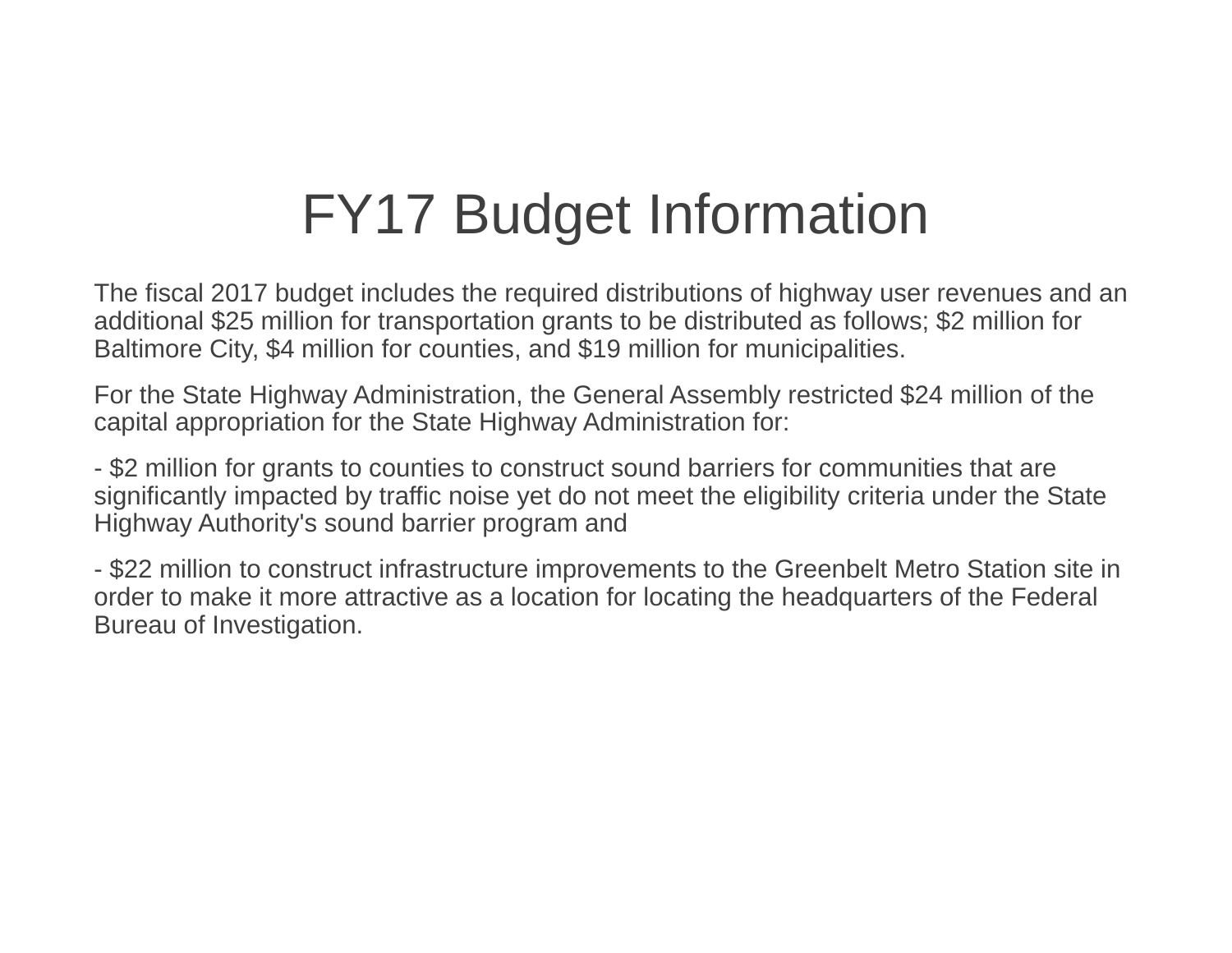# FY17 Budget Information

The fiscal 2017 budget includes the required distributions of highway user revenues and an additional $25 million for transportation grants to be distributed as follows; $2 million for Baltimore City, $4 million for counties, and $19 million for municipalities.

For the State Highway Administration, the General Assembly restricted $24 million of the capital appropriation for the State Highway Administration for:

- $2 million for grants to counties to construct sound barriers for communities that are significantly impacted by traffic noise yet do not meet the eligibility criteria under the State Highway Authority's sound barrier program and

- $22 million to construct infrastructure improvements to the Greenbelt Metro Station site in order to make it more attractive as a location for locating the headquarters of the Federal Bureau of Investigation.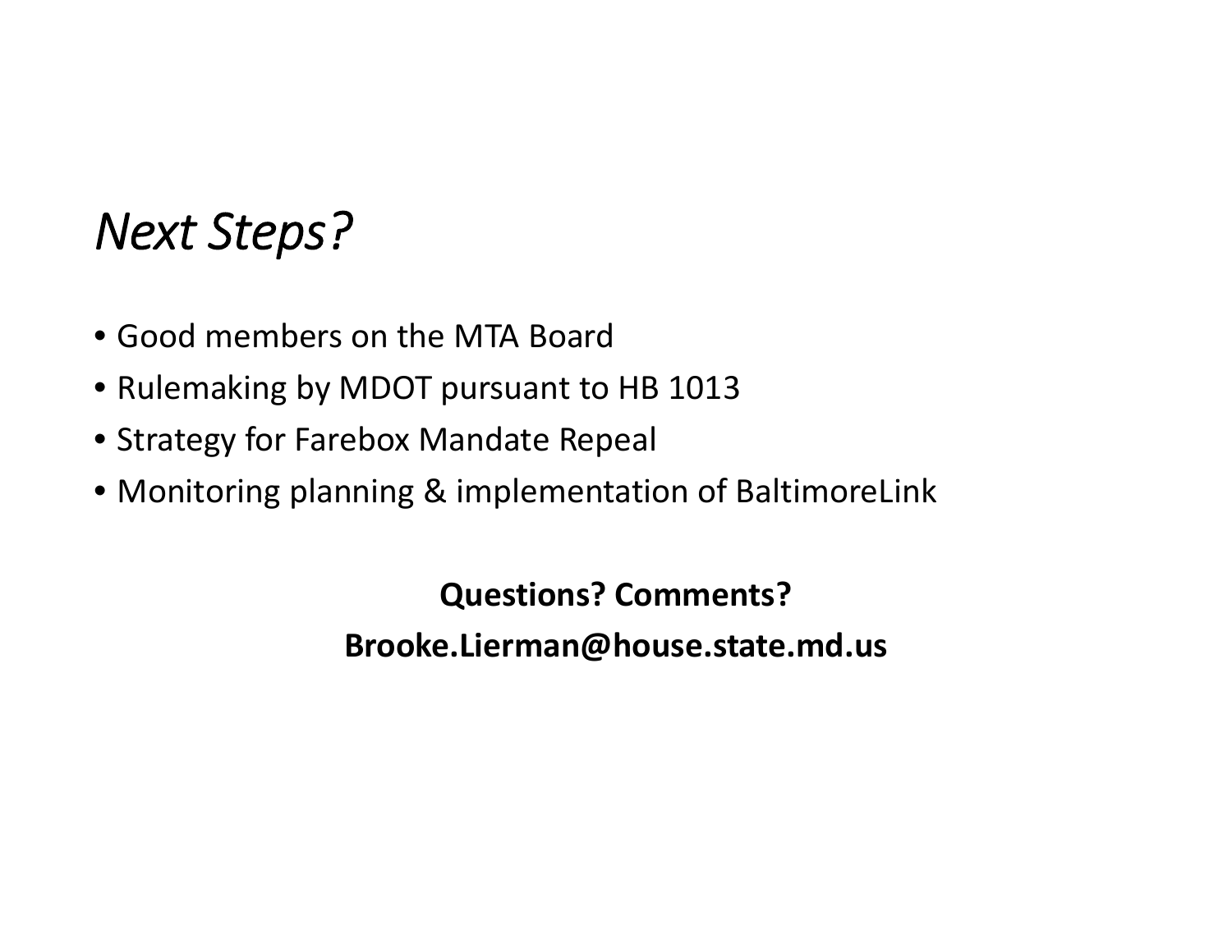# *Next Steps?*

- Good members on the MTA Board
- Rulemaking by MDOT pursuant to HB 1013
- Strategy for Farebox Mandate Repeal
- Monitoring planning & implementation of BaltimoreLink

**Questions? Comments?**

**Brooke.Lierman@house.state.md.us**